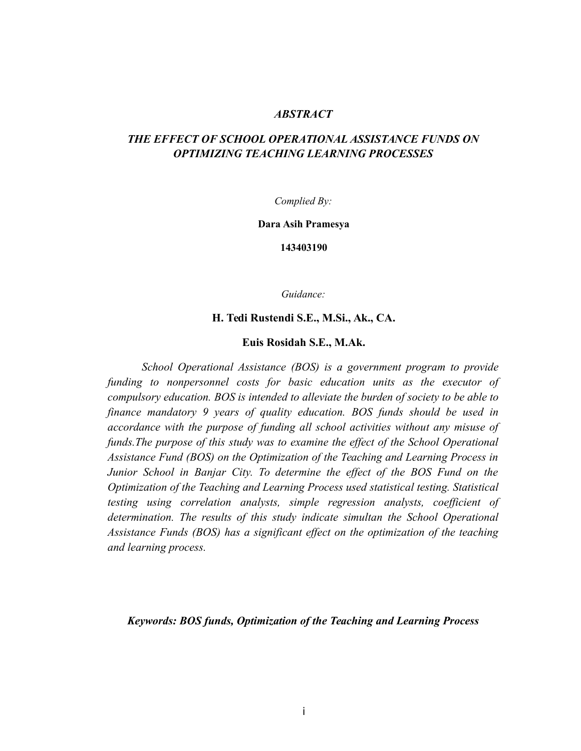# *ABSTRACT*

## *THE EFFECT OF SCHOOL OPERATIONAL ASSISTANCE FUNDS ON OPTIMIZING TEACHING LEARNING PROCESSES*

*Complied By:*

**Dara Asih Pramesya**

**143403190**

*Guidance:*

**H. Tedi Rustendi S.E., M.Si., Ak., CA.**

**Euis Rosidah S.E., M.Ak.**

*School Operational Assistance (BOS) is a government program to provide funding to nonpersonnel costs for basic education units as the executor of compulsory education. BOS is intended to alleviate the burden of society to be able to finance mandatory 9 years of quality education. BOS funds should be used in accordance with the purpose of funding all school activities without any misuse of funds.The purpose of this study was to examine the effect of the School Operational Assistance Fund (BOS) on the Optimization of the Teaching and Learning Process in Junior School in Banjar City. To determine the effect of the BOS Fund on the Optimization of the Teaching and Learning Process used statistical testing. Statistical testing using correlation analysts, simple regression analysts, coefficient of determination. The results of this study indicate simultan the School Operational Assistance Funds (BOS) has a significant effect on the optimization of the teaching and learning process.*

***Keywords: BOS funds, Optimization of the Teaching and Learning Process***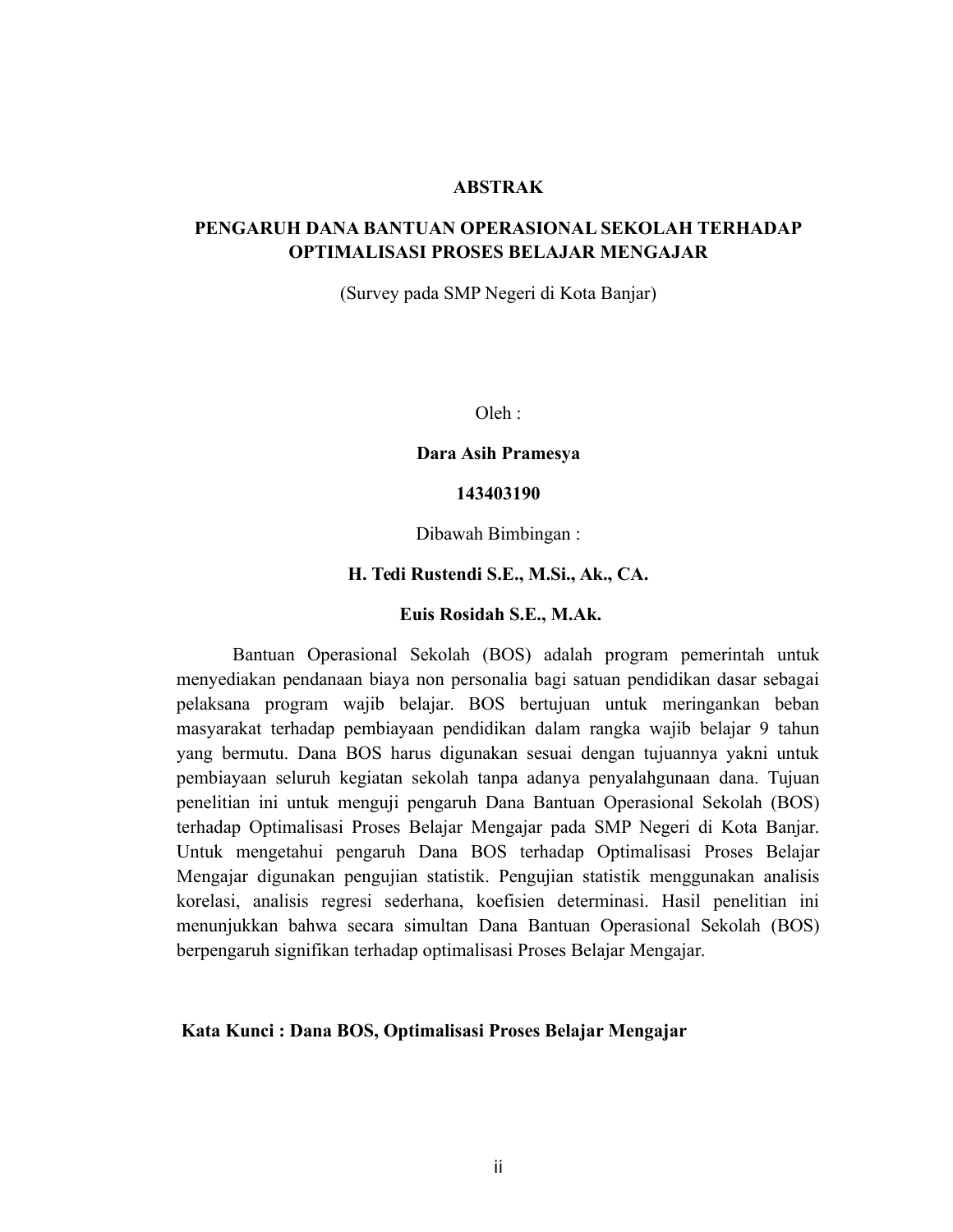# ABSTRAK

## PENGARUH DANA BANTUAN OPERASIONAL SEKOLAH TERHADAP OPTIMALISASI PROSES BELAJAR MENGAJAR

(Survey pada SMP Negeri di Kota Banjar)

Oleh :

**Dara Asih Pramesya**

**143403190**

Dibawah Bimbingan :

**H. Tedi Rustendi S.E., M.Si., Ak., CA.**

**Euis Rosidah S.E., M.Ak.**

Bantuan Operasional Sekolah (BOS) adalah program pemerintah untuk menyediakan pendanaan biaya non personalia bagi satuan pendidikan dasar sebagai pelaksana program wajib belajar. BOS bertujuan untuk meringankan beban masyarakat terhadap pembiayaan pendidikan dalam rangka wajib belajar 9 tahun yang bermutu. Dana BOS harus digunakan sesuai dengan tujuannya yakni untuk pembiayaan seluruh kegiatan sekolah tanpa adanya penyalahgunaan dana. Tujuan penelitian ini untuk menguji pengaruh Dana Bantuan Operasional Sekolah (BOS) terhadap Optimalisasi Proses Belajar Mengajar pada SMP Negeri di Kota Banjar. Untuk mengetahui pengaruh Dana BOS terhadap Optimalisasi Proses Belajar Mengajar digunakan pengujian statistik. Pengujian statistik menggunakan analisis korelasi, analisis regresi sederhana, koefisien determinasi. Hasil penelitian ini menunjukkan bahwa secara simultan Dana Bantuan Operasional Sekolah (BOS) berpengaruh signifikan terhadap optimalisasi Proses Belajar Mengajar.

**Kata Kunci : Dana BOS, Optimalisasi Proses Belajar Mengajar**